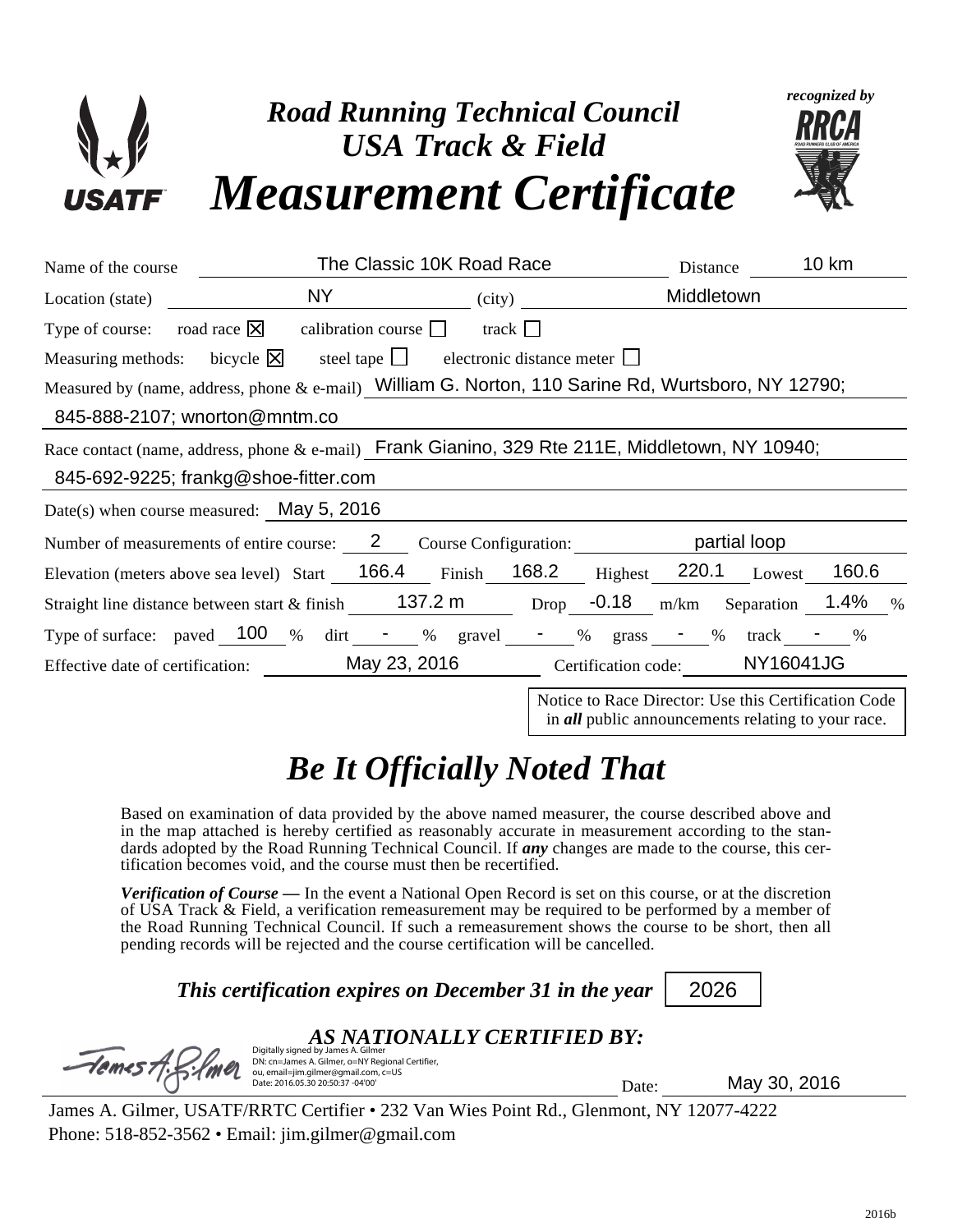Road Running Technical Council
USA Track & Field

# Measurement Certificate

recognized by RRCA

Name of the course: The Classic 10K Road Race  Distance: 10 km

Location (state): NY  (city): Middletown

Type of course: road race ☒  calibration course ☐  track ☐

Measuring methods: bicycle ☒  steel tape ☐  electronic distance meter ☐

Measured by (name, address, phone & e-mail): William G. Norton, 110 Sarine Rd, Wurtsboro, NY 12790; 845-888-2107; wnorton@mntm.co

Race contact (name, address, phone & e-mail): Frank Gianino, 329 Rte 211E, Middletown, NY 10940; 845-692-9225; frankg@shoe-fitter.com

Date(s) when course measured: May 5, 2016

Number of measurements of entire course: 2  Course Configuration: partial loop

Elevation (meters above sea level) Start 166.4  Finish 168.2  Highest 220.1  Lowest 160.6

Straight line distance between start & finish 137.2 m  Drop -0.18 m/km  Separation 1.4 %

Type of surface: paved 100 %  dirt - %  gravel - %  grass - %  track - %

Effective date of certification: May 23, 2016  Certification code: NY16041JG

Notice to Race Director: Use this Certification Code in ***all*** public announcements relating to your race.

## *Be It Officially Noted That*

Based on examination of data provided by the above named measurer, the course described above and in the map attached is hereby certified as reasonably accurate in measurement according to the standards adopted by the Road Running Technical Council. If ***any*** changes are made to the course, this certification becomes void, and the course must then be recertified.

***Verification of Course —*** In the event a National Open Record is set on this course, or at the discretion of USA Track & Field, a verification remeasurement may be required to be performed by a member of the Road Running Technical Council. If such a remeasurement shows the course to be short, then all pending records will be rejected and the course certification will be cancelled.

***This certification expires on December 31 in the year*** 2026

***AS NATIONALLY CERTIFIED BY:***

Digitally signed by James A. Gilmer
DN: cn=James A. Gilmer, o=NY Regional Certifier, ou, email=jim.gilmer@gmail.com, c=US
Date: 2016.05.30 20:50:37 -04'00'

Date: May 30, 2016

James A. Gilmer, USATF/RRTC Certifier • 232 Van Wies Point Rd., Glenmont, NY 12077-4222
Phone: 518-852-3562 • Email: jim.gilmer@gmail.com

2016b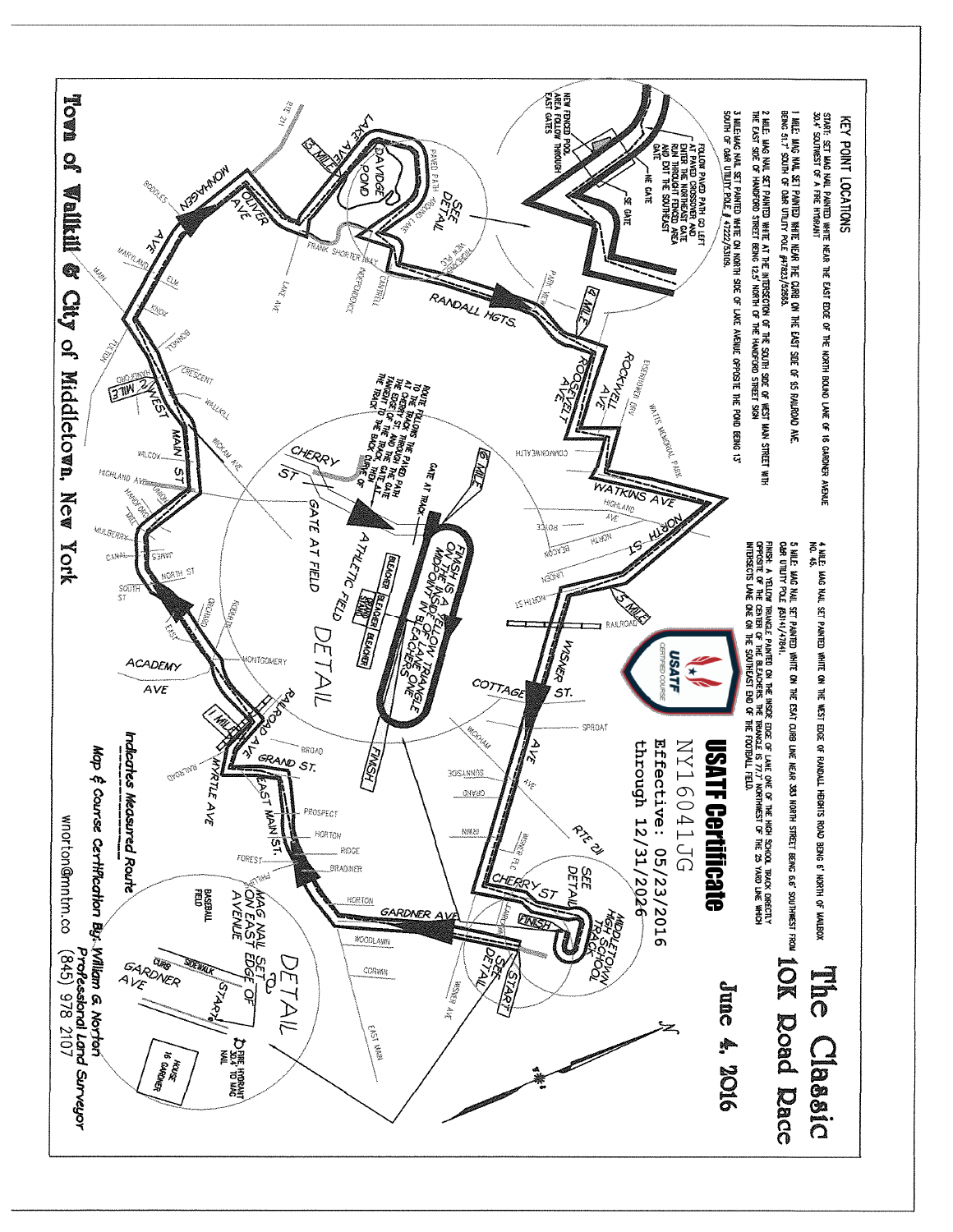# The Classic 10K Road Race

**June 4, 2016**

## KEY POINT LOCATIONS

START: SET MAG NAIL PAINTED WHITE NEAR THE EAST EDGE OF THE NORTH BOUND LANE OF 16 GARDNER AVENUE 30.4' SOUTHWEST OF A FIRE HYDRANT

1 MILE: MAG NAIL SET PAINTED WHITE NEAR THE CURB ON THE EAST SIDE OF 85 RAILROAD AVE. BEING 51.7' SOUTH OF O&R UTILITY POLE #47823/52668.

2 MILE: MAG NAIL SET PAINTED WHITE AT THE INTERSECTION OF THE SOUTH SIDE OF WEST MAIN STREET WITH THE EAST SIDE OF HANDFORD STREET BEING 12.5' NORTH OF THE HANDFORD STREET SIGN

3 MILE: MAG NAIL SET PAINTED WHITE ON NORTH SIDE OF LAKE AVENUE OPPOSITE THE POND BEING 13' SOUTH OF O&R UTILITY POLE # 47222/53105.

4 MILE: MAG NAIL SET PAINTED WHITE ON THE WEST EDGE OF RANDALL HEIGHTS ROAD BEING 6' NORTH OF MAILBOX NO. 45.

5 MILE: MAG NAIL SET PAINTED WHITE ON THE ESAT CURB LINE NEAR 383 NORTH STREET BEING 6.6' SOUTHWEST FROM O&R UTILITY POLE #5614/47941.

FINISH: A YELLOW TRIANGLE PAINTED ON THE INSIDE EDGE OF LANE ONE OF THE HIGH SCHOOL TRACK DIRECTLY OPPOSITE THE CENTER OF THE BLEACHERS. THE TRIANGLE IS 7.7' NORTHWEST OF THE 25 YARD LINE WHICH INTERSECTS LANE ONE ON THE SOUTHEAST END OF THE FOOTBALL FIELD.

USATF CERTIFIED COURSE

**USATF Certificate**

NY16041JG

Effective: 05/23/2016

through 12/31/2026

FOLLOW PAVED PATH GO LEFT AT PAVED CROSSOVER AND ENTER THE NORTHEAST GATE RUN THROUGH FENCED AREA AND EXIT THE SOUTHEAST GATE

NEW FENCED POOL AREA FOLLOW THROUGH EAST GATES

NE GATE

SE GATE

SEE DETAIL

DAVIDGE POND

PAVED PATH AROUND LAKE

LAKE AVE

3 MILE

RTE 211

MONHAGEN AVE

OLIVER AVE

FRANK SHORTER WAY

INDEPENDENCE

CANTRELL

LAKE AVE

RANDALL HGTS.

VIEW PL

HIGHLAND

PARK VIEW

4 MILE

ROCKWELL AVE

ROOSEVELT AVE

EISENHOWER DRV

WATTS MEMORIAL PARK

COMMONWEALTH

WATKINS AVE

HIGHLAND AVE

NORTH ST

ROYCE

BEACON

NORTH

LINDEN

NORTH ST

RAILROAD

5 MILE

WISNER ST.

COTTAGE ST.

SPROAT

WICKHAM AVE

SUNNYSIDE

GRAND

IRWIN

WISNER PL

RTE 211

CHERRY ST

SEE DETAIL

MIDDLETOWN HIGH SCHOOL TRACK

FINISH

START

SEE DETAIL

MARYLAND

ELM

MAIN

KNOX

BONNELL

FULTON

HANFORD

2 MILE

CRESCENT

WALLKILL

WEST MAIN ST

WICKHAM AVE

WILCOX

HIGHLAND AVE

HANFORD

LINDEN

TILL

MULBERRY

CANAL

JAMES

NORTH ST

SOUTH ST

ORCHARD

ROBERTS

EAST

MONTGOMERY

ACADEMY AVE

RAILROAD AVE

1 MILE

BROAD

GRAND ST.

RAILROAD

MYRTLE AVE

EAST MAIN ST.

PROSPECT

HORTON

RIDGE

FOREST

GRAND

PHILLIPS

GARDNER

BASEBALL FIELD

HORTON

GARDNER AVE

WOODLAWN

CORWIN

WISNER AVE

EAST MAIN

CHERRY ST

GATE AT TRACK

6 MILE

ROUTE FOLLOWS THE PAVED PATH TO THE TRACK THROUGH THE GATE AT CHERRY ST. PATH IS TANGENT TO THE EDGE OF THE TRACK, THEN AT THE TRACK TANGENT TO THE BACK CURVE OF THE TRACK

GATE AT FIELD

ATHLETIC FIELD

FINISH IS A YELLOW TRIANGLE ON THE INSIDE OF LANE ONE MIDPOINT IN BLEACHERS

BLEACHER BLEACHER PRESS STAND BLEACHER

DETAIL

FINISH

DETAIL

MAG NAIL SET ON EAST EDGE OF AVENUE

CURB

SIDEWALK

GARDNER AVE

START

FIRE HYDRANT 30.4' TO MAG NAIL

HOUSE 16 GARDNER

N

**Town of Wallkill & City of Middletown, New York**

*Indicates Measured Route*

*Map & Course Certification By: William G. Norton Professional Land Surveyor*

wnorton@mntm.co (845) 978 2107